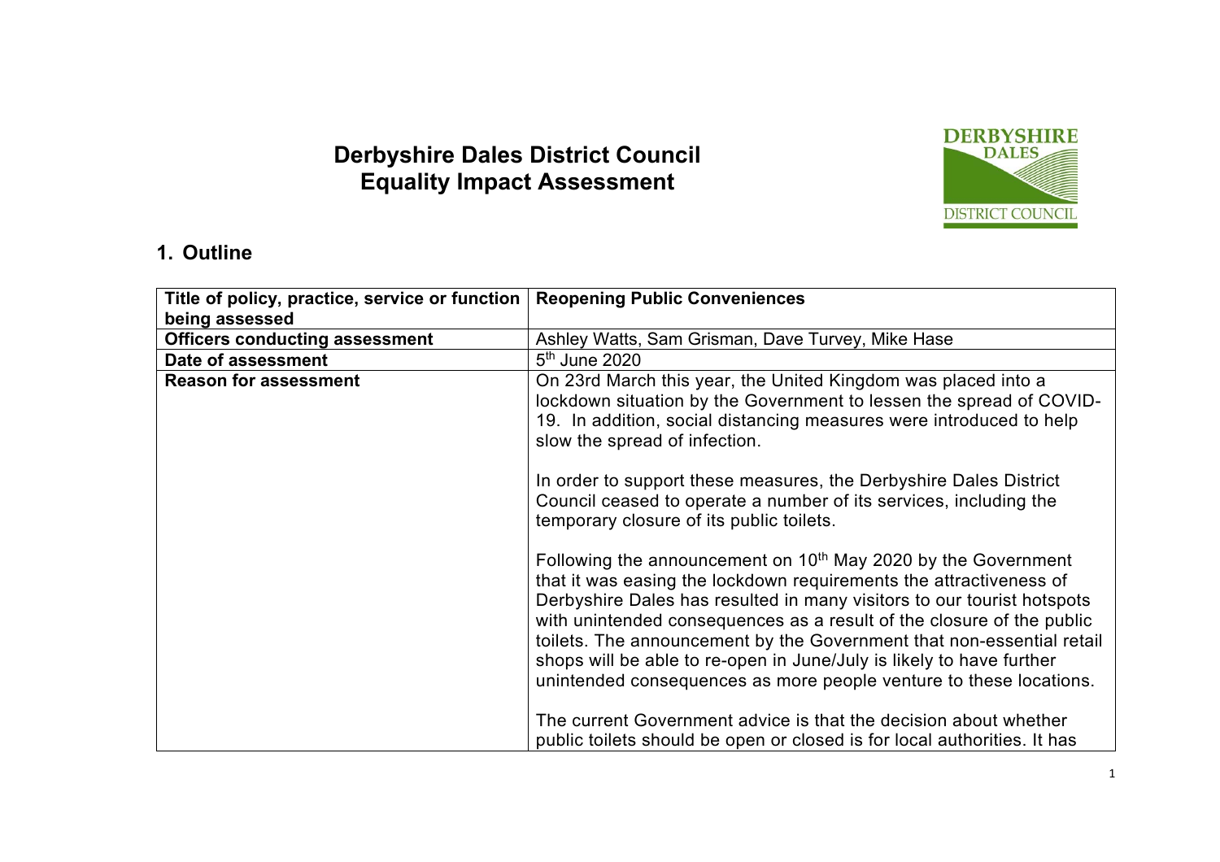# Derbyshire Dales District Council
# Equality Impact Assessment

## 1. Outline

| **Title of policy, practice, service or function being assessed** | **Reopening Public Conveniences** |
|---|---|
| **Officers conducting assessment** | Ashley Watts, Sam Grisman, Dave Turvey, Mike Hase |
| **Date of assessment** | 5th June 2020 |
| **Reason for assessment** | On 23rd March this year, the United Kingdom was placed into a lockdown situation by the Government to lessen the spread of COVID-19. In addition, social distancing measures were introduced to help slow the spread of infection.<br><br>In order to support these measures, the Derbyshire Dales District Council ceased to operate a number of its services, including the temporary closure of its public toilets.<br><br>Following the announcement on 10th May 2020 by the Government that it was easing the lockdown requirements the attractiveness of Derbyshire Dales has resulted in many visitors to our tourist hotspots with unintended consequences as a result of the closure of the public toilets. The announcement by the Government that non-essential retail shops will be able to re-open in June/July is likely to have further unintended consequences as more people venture to these locations.<br><br>The current Government advice is that the decision about whether public toilets should be open or closed is for local authorities. It has |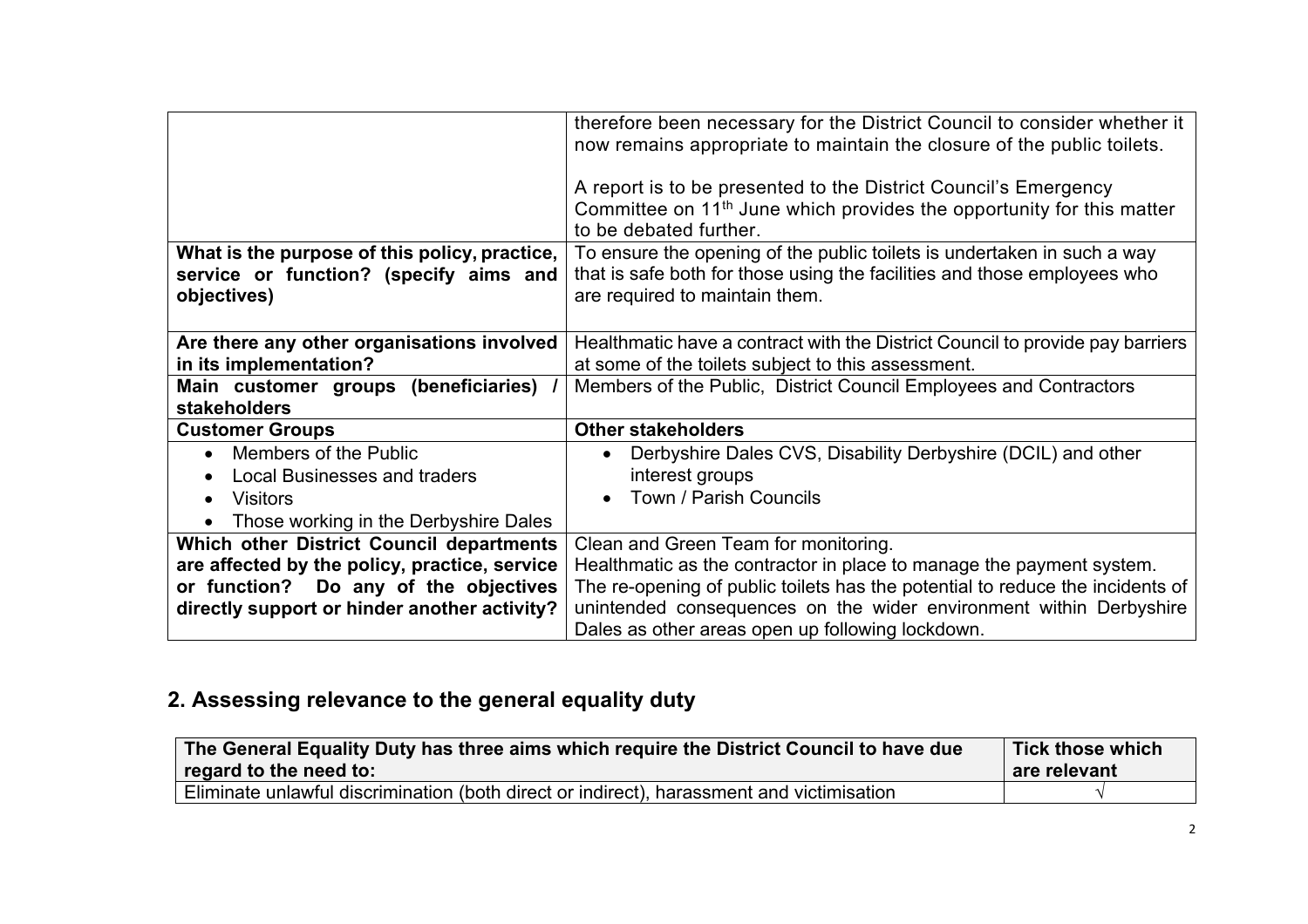| | |
|---|---|
| | therefore been necessary for the District Council to consider whether it now remains appropriate to maintain the closure of the public toilets.<br><br>A report is to be presented to the District Council's Emergency Committee on 11th June which provides the opportunity for this matter to be debated further. |
| **What is the purpose of this policy, practice, service or function? (specify aims and objectives)** | To ensure the opening of the public toilets is undertaken in such a way that is safe both for those using the facilities and those employees who are required to maintain them. |
| **Are there any other organisations involved in its implementation?** | Healthmatic have a contract with the District Council to provide pay barriers at some of the toilets subject to this assessment. |
| **Main customer groups (beneficiaries) / stakeholders** | Members of the Public, District Council Employees and Contractors |
| **Customer Groups** | **Other stakeholders** |
| • Members of the Public<br>• Local Businesses and traders<br>• Visitors<br>• Those working in the Derbyshire Dales | • Derbyshire Dales CVS, Disability Derbyshire (DCIL) and other interest groups<br>• Town / Parish Councils |
| **Which other District Council departments are affected by the policy, practice, service or function? Do any of the objectives directly support or hinder another activity?** | Clean and Green Team for monitoring.<br>Healthmatic as the contractor in place to manage the payment system.<br>The re-opening of public toilets has the potential to reduce the incidents of unintended consequences on the wider environment within Derbyshire Dales as other areas open up following lockdown. |

## 2. Assessing relevance to the general equality duty

| The General Equality Duty has three aims which require the District Council to have due regard to the need to: | Tick those which are relevant |
|---|---|
| Eliminate unlawful discrimination (both direct or indirect), harassment and victimisation | √ |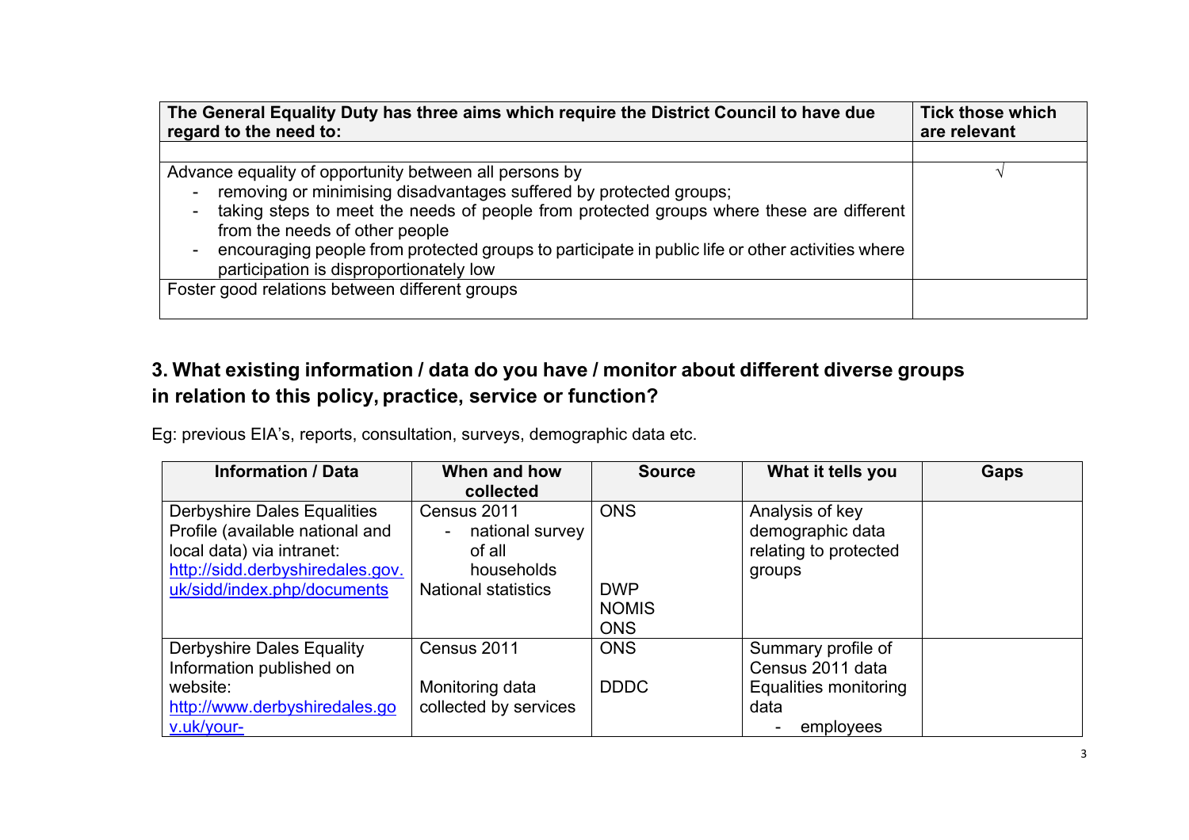| The General Equality Duty has three aims which require the District Council to have due regard to the need to: | Tick those which are relevant |
|---|---|
| | |
| Advance equality of opportunity between all persons by<br>- removing or minimising disadvantages suffered by protected groups;<br>- taking steps to meet the needs of people from protected groups where these are different from the needs of other people<br>- encouraging people from protected groups to participate in public life or other activities where participation is disproportionately low | √ |
| Foster good relations between different groups | |

## 3. What existing information / data do you have / monitor about different diverse groups in relation to this policy, practice, service or function?

Eg: previous EIA's, reports, consultation, surveys, demographic data etc.

| Information / Data | When and how collected | Source | What it tells you | Gaps |
|---|---|---|---|---|
| Derbyshire Dales Equalities Profile (available national and local data) via intranet: http://sidd.derbyshiredales.gov.uk/sidd/index.php/documents | Census 2011<br>- national survey of all households<br>National statistics | ONS<br><br>DWP<br>NOMIS<br>ONS | Analysis of key demographic data relating to protected groups | |
| Derbyshire Dales Equality Information published on website: http://www.derbyshiredales.gov.uk/your- | Census 2011<br><br>Monitoring data collected by services | ONS<br><br>DDDC | Summary profile of Census 2011 data<br>Equalities monitoring data<br>- employees | |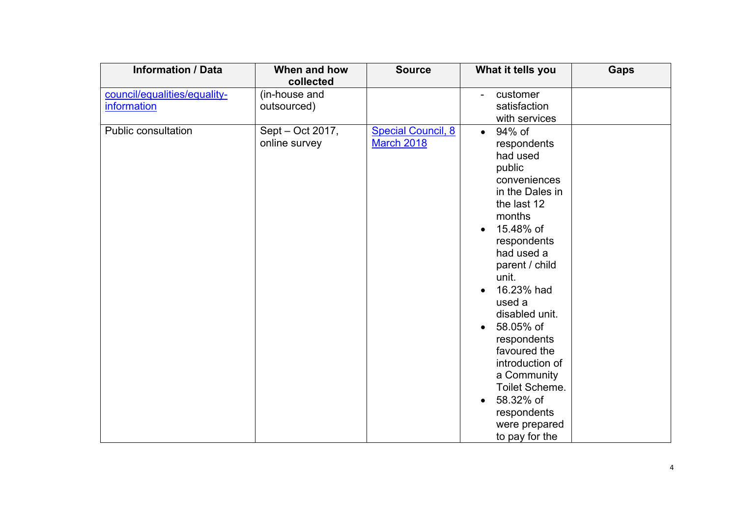| Information / Data | When and how collected | Source | What it tells you | Gaps |
|---|---|---|---|---|
| council/equalities/equality-information | (in-house and outsourced) | | - customer satisfaction with services | |
| Public consultation | Sept – Oct 2017, online survey | Special Council, 8 March 2018 | • 94% of respondents had used public conveniences in the Dales in the last 12 months<br>• 15.48% of respondents had used a parent / child unit.<br>• 16.23% had used a disabled unit.<br>• 58.05% of respondents favoured the introduction of a Community Toilet Scheme.<br>• 58.32% of respondents were prepared to pay for the | |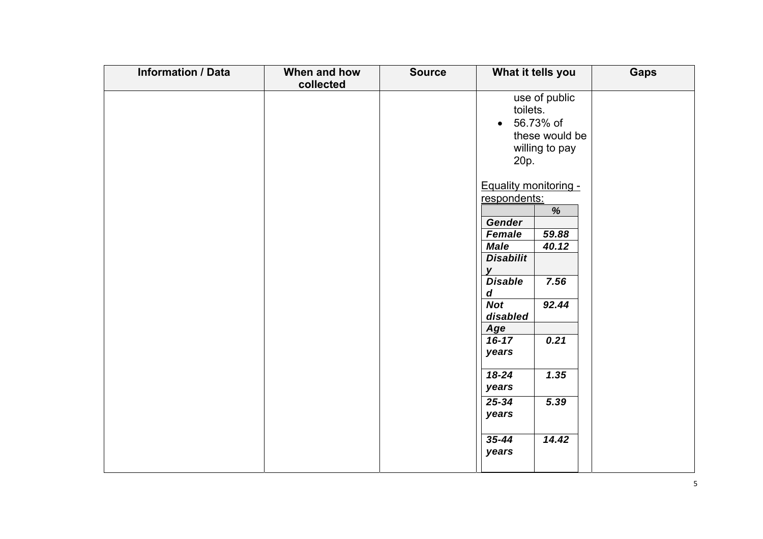| Information / Data | When and how collected | Source | What it tells you | Gaps |
|---|---|---|---|---|
| | | | use of public toilets.<br>• 56.73% of these would be willing to pay 20p.<br><br><u>Equality monitoring - respondents:</u> | |

| | % |
|---|---|
| ***Gender*** | |
| ***Female*** | ***59.88*** |
| ***Male*** | ***40.12*** |
| ***Disability*** | |
| ***Disabled*** | ***7.56*** |
| ***Not disabled*** | ***92.44*** |
| ***Age*** | |
| ***16-17 years*** | ***0.21*** |
| ***18-24 years*** | ***1.35*** |
| ***25-34 years*** | ***5.39*** |
| ***35-44 years*** | ***14.42*** |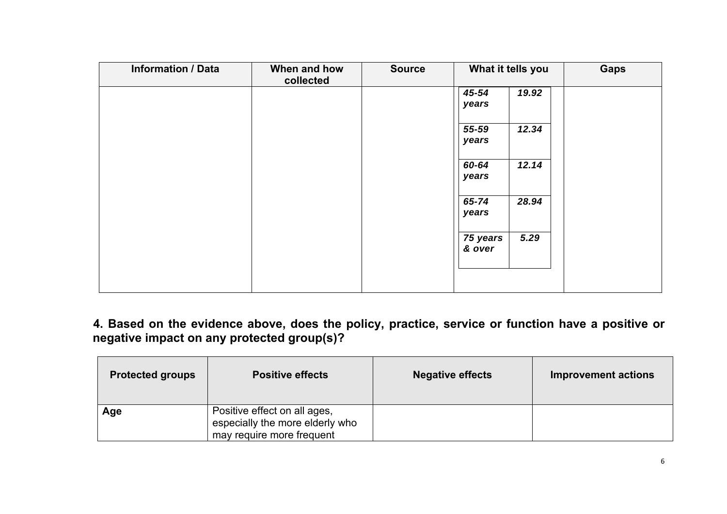| Information / Data | When and how collected | Source | What it tells you | | Gaps |
|---|---|---|---|---|---|
| | | | ***45-54 years*** | ***19.92*** | |
| | | | ***55-59 years*** | ***12.34*** | |
| | | | ***60-64 years*** | ***12.14*** | |
| | | | ***65-74 years*** | ***28.94*** | |
| | | | ***75 years & over*** | ***5.29*** | |

## 4. Based on the evidence above, does the policy, practice, service or function have a positive or negative impact on any protected group(s)?

| Protected groups | Positive effects | Negative effects | Improvement actions |
|---|---|---|---|
| **Age** | Positive effect on all ages, especially the more elderly who may require more frequent | | |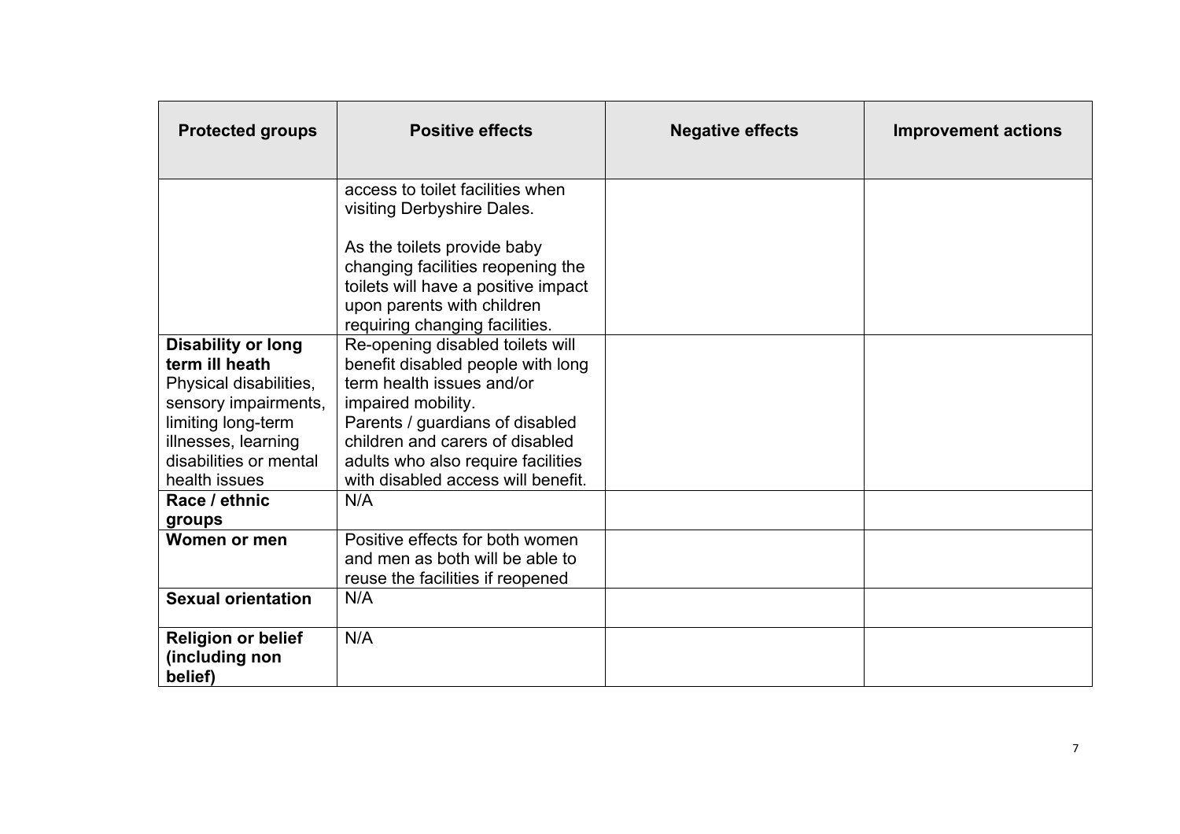| Protected groups | Positive effects | Negative effects | Improvement actions |
|---|---|---|---|
| | access to toilet facilities when visiting Derbyshire Dales.<br><br>As the toilets provide baby changing facilities reopening the toilets will have a positive impact upon parents with children requiring changing facilities. | | |
| **Disability or long term ill heath**<br>Physical disabilities, sensory impairments, limiting long-term illnesses, learning disabilities or mental health issues | Re-opening disabled toilets will benefit disabled people with long term health issues and/or impaired mobility.<br>Parents / guardians of disabled children and carers of disabled adults who also require facilities with disabled access will benefit. | | |
| **Race / ethnic groups** | N/A | | |
| **Women or men** | Positive effects for both women and men as both will be able to reuse the facilities if reopened | | |
| **Sexual orientation** | N/A | | |
| **Religion or belief (including non belief)** | N/A | | |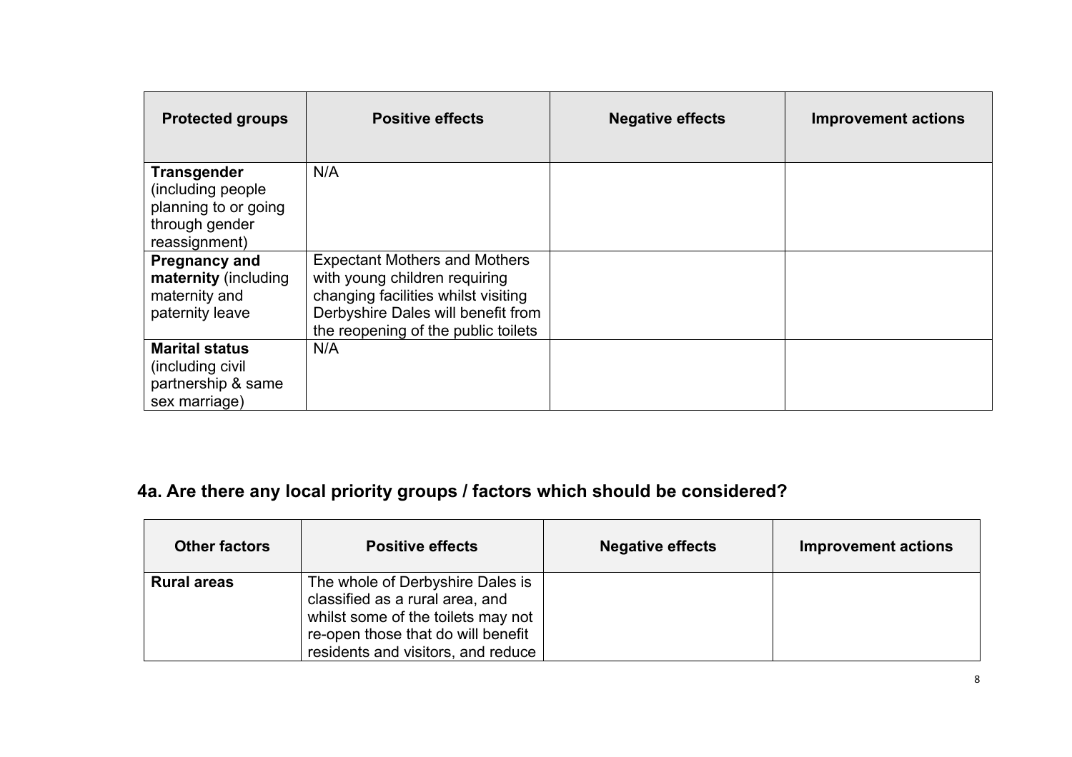| Protected groups | Positive effects | Negative effects | Improvement actions |
|---|---|---|---|
| **Transgender** (including people planning to or going through gender reassignment) | N/A | | |
| **Pregnancy and maternity** (including maternity and paternity leave | Expectant Mothers and Mothers with young children requiring changing facilities whilst visiting Derbyshire Dales will benefit from the reopening of the public toilets | | |
| **Marital status** (including civil partnership & same sex marriage) | N/A | | |

## 4a. Are there any local priority groups / factors which should be considered?

| Other factors | Positive effects | Negative effects | Improvement actions |
|---|---|---|---|
| **Rural areas** | The whole of Derbyshire Dales is classified as a rural area, and whilst some of the toilets may not re-open those that do will benefit residents and visitors, and reduce | | |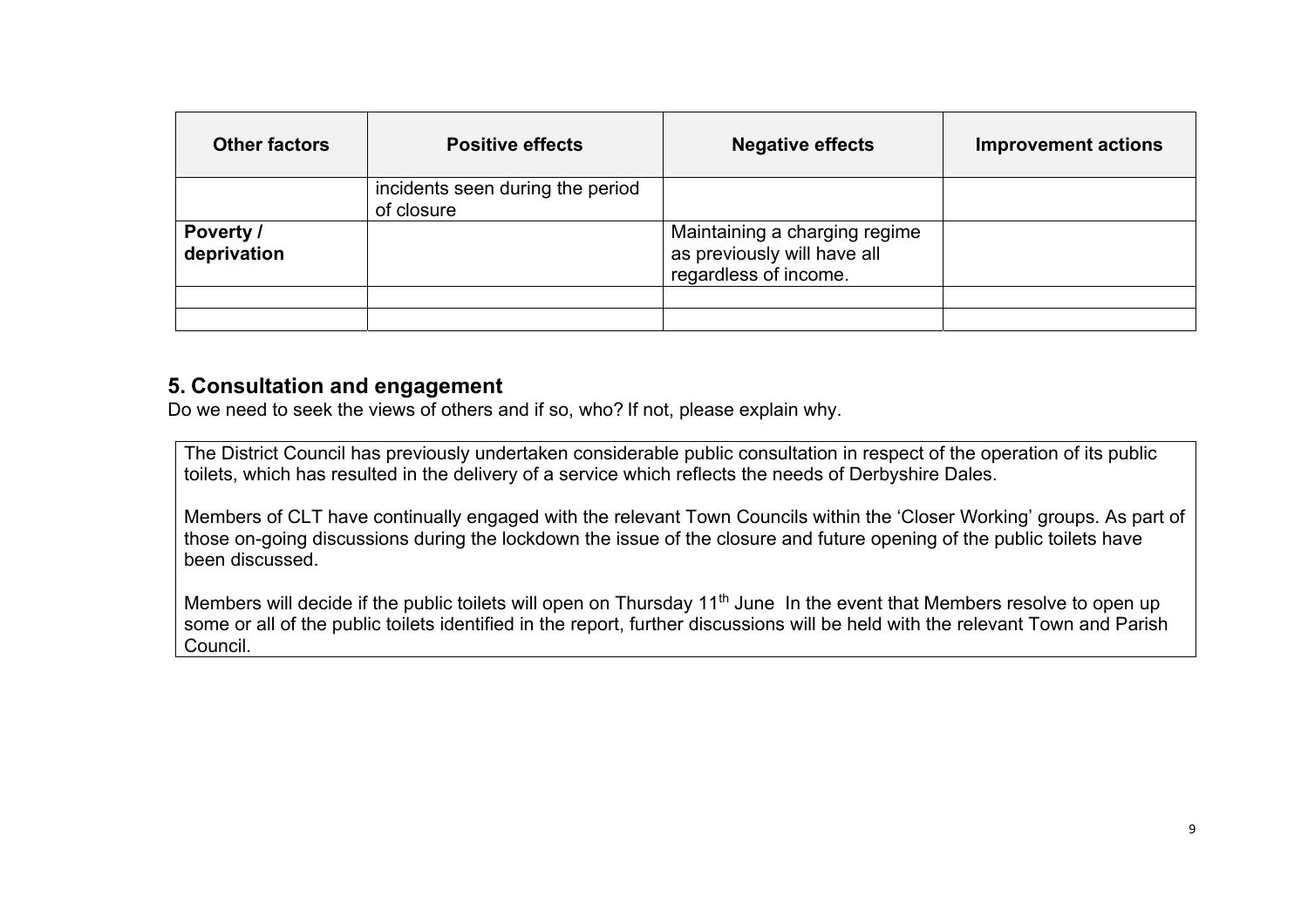| Other factors | Positive effects | Negative effects | Improvement actions |
|---|---|---|---|
| | incidents seen during the period of closure | | |
| **Poverty / deprivation** | | Maintaining a charging regime as previously will have all regardless of income. | |
| | | | |
| | | | |

## 5. Consultation and engagement

Do we need to seek the views of others and if so, who? If not, please explain why.

The District Council has previously undertaken considerable public consultation in respect of the operation of its public toilets, which has resulted in the delivery of a service which reflects the needs of Derbyshire Dales.

Members of CLT have continually engaged with the relevant Town Councils within the 'Closer Working' groups. As part of those on-going discussions during the lockdown the issue of the closure and future opening of the public toilets have been discussed.

Members will decide if the public toilets will open on Thursday 11th June In the event that Members resolve to open up some or all of the public toilets identified in the report, further discussions will be held with the relevant Town and Parish Council.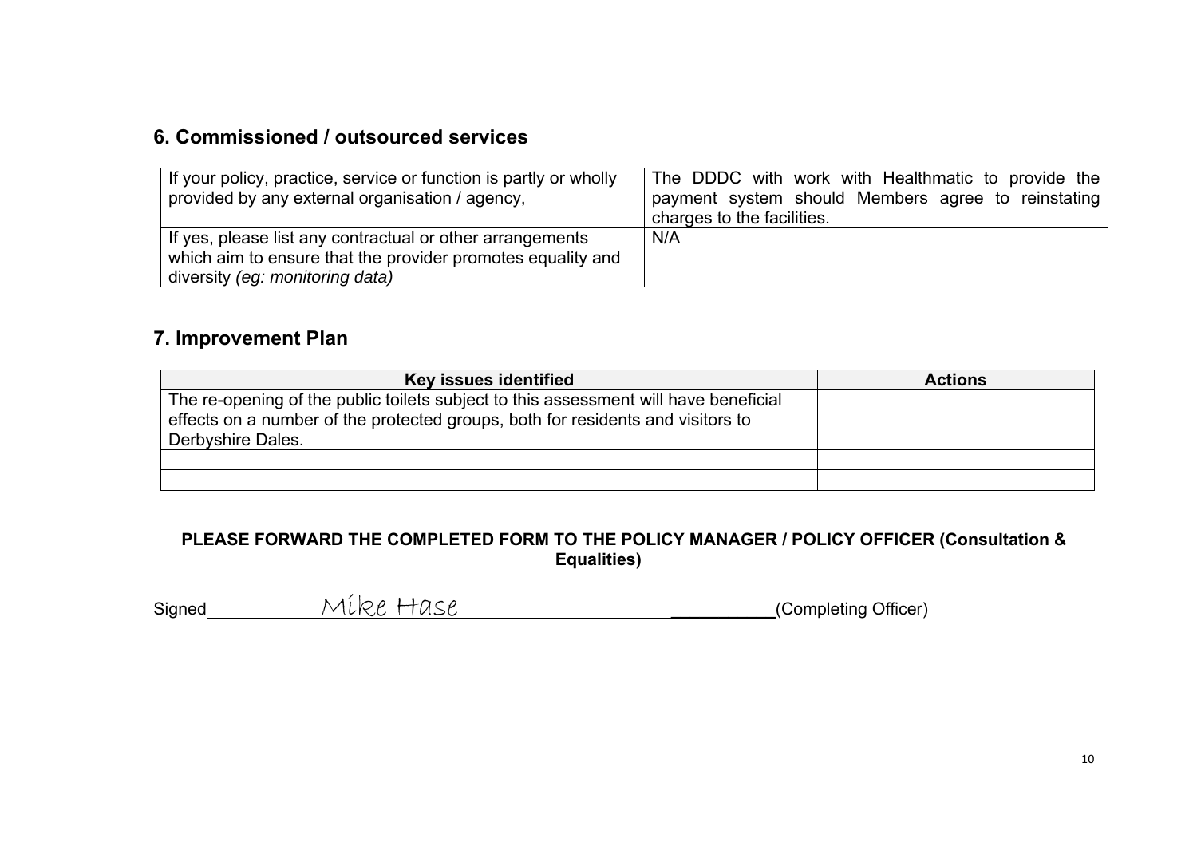## 6. Commissioned / outsourced services

| | |
|---|---|
| If your policy, practice, service or function is partly or wholly provided by any external organisation / agency, | The DDDC with work with Healthmatic to provide the payment system should Members agree to reinstating charges to the facilities. |
| If yes, please list any contractual or other arrangements which aim to ensure that the provider promotes equality and diversity *(eg: monitoring data)* | N/A |

## 7. Improvement Plan

| Key issues identified | Actions |
|---|---|
| The re-opening of the public toilets subject to this assessment will have beneficial effects on a number of the protected groups, both for residents and visitors to Derbyshire Dales. | |
| | |
| | |

**PLEASE FORWARD THE COMPLETED FORM TO THE POLICY MANAGER / POLICY OFFICER (Consultation & Equalities)**

Signed Mike Hase (Completing Officer)